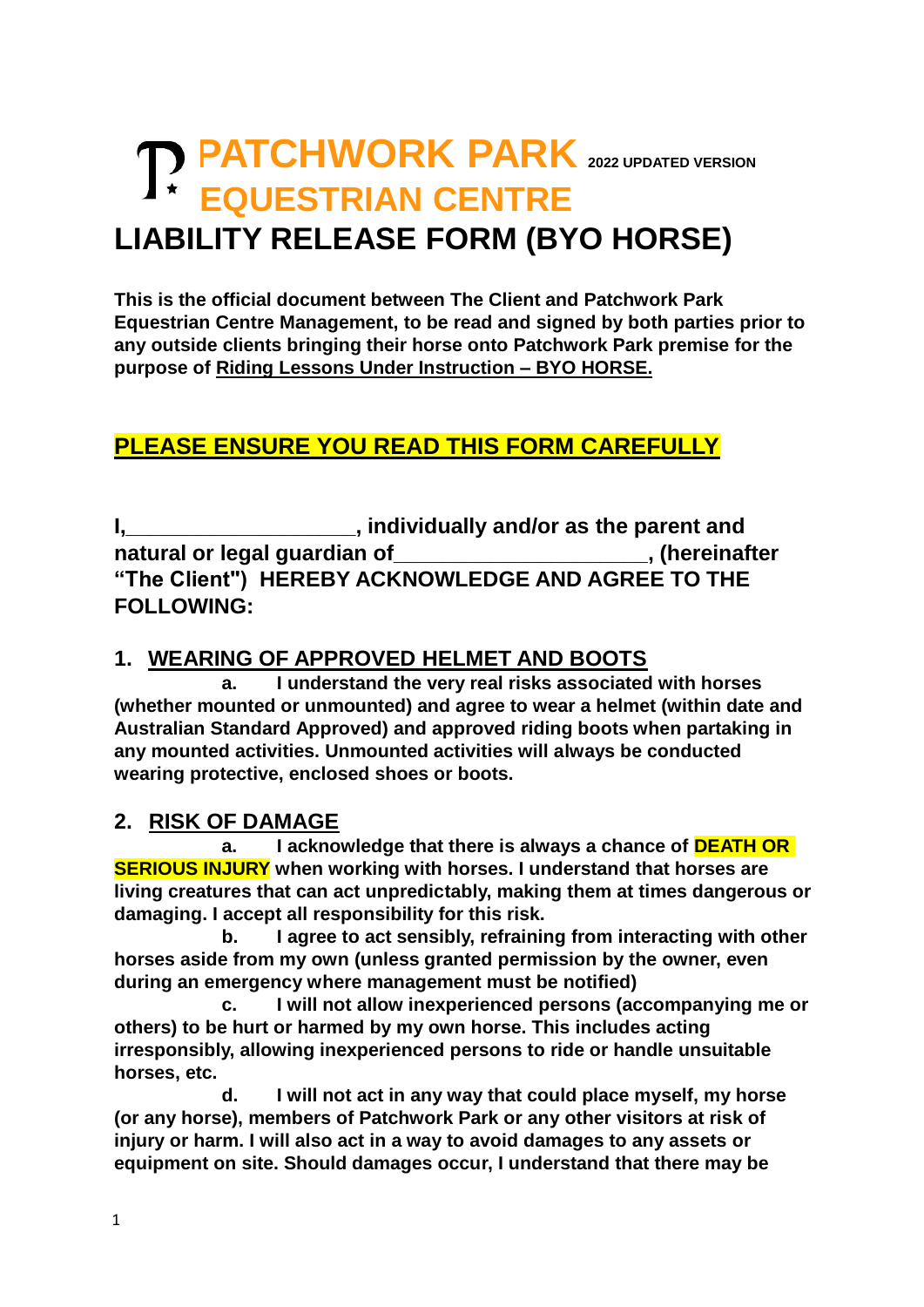# PATCHWORK PARK EQUESTRIAN CENTRE

2022 UPDATED VERSION

# LIABILITY RELEASE FORM (BYO HORSE)

**This is the official document between The Client and Patchwork Park Equestrian Centre Management, to be read and signed by both parties prior to any outside clients bringing their horse onto Patchwork Park premise for the purpose of <u>Riding Lessons Under Instruction – BYO HORSE.</u>**

## <u>PLEASE ENSURE YOU READ THIS FORM CAREFULLY</u>

**I,___________________, individually and/or as the parent and natural or legal guardian of_____________________, (hereinafter "The Client") HEREBY ACKNOWLEDGE AND AGREE TO THE FOLLOWING:**

## 1. <u>WEARING OF APPROVED HELMET AND BOOTS</u>

**a. I understand the very real risks associated with horses (whether mounted or unmounted) and agree to wear a helmet (within date and Australian Standard Approved) and approved riding boots when partaking in any mounted activities. Unmounted activities will always be conducted wearing protective, enclosed shoes or boots.**

## 2. <u>RISK OF DAMAGE</u>

**a. I acknowledge that there is always a chance of DEATH OR SERIOUS INJURY when working with horses. I understand that horses are living creatures that can act unpredictably, making them at times dangerous or damaging. I accept all responsibility for this risk.**

**b. I agree to act sensibly, refraining from interacting with other horses aside from my own (unless granted permission by the owner, even during an emergency where management must be notified)**

**c. I will not allow inexperienced persons (accompanying me or others) to be hurt or harmed by my own horse. This includes acting irresponsibly, allowing inexperienced persons to ride or handle unsuitable horses, etc.**

**d. I will not act in any way that could place myself, my horse (or any horse), members of Patchwork Park or any other visitors at risk of injury or harm. I will also act in a way to avoid damages to any assets or equipment on site. Should damages occur, I understand that there may be**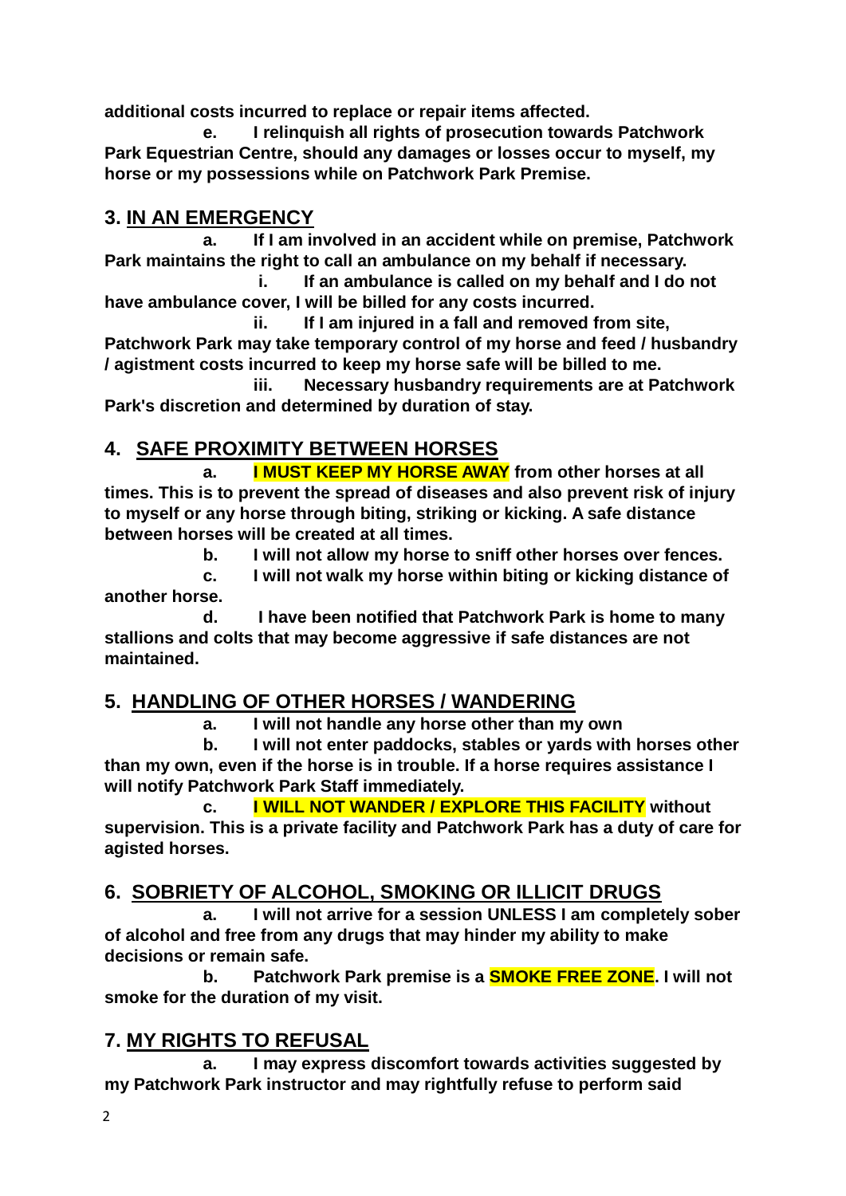**additional costs incurred to replace or repair items affected.**

**e. I relinquish all rights of prosecution towards Patchwork Park Equestrian Centre, should any damages or losses occur to myself, my horse or my possessions while on Patchwork Park Premise.**

## 3. IN AN EMERGENCY

**a. If I am involved in an accident while on premise, Patchwork Park maintains the right to call an ambulance on my behalf if necessary.**

**i. If an ambulance is called on my behalf and I do not have ambulance cover, I will be billed for any costs incurred.**

**ii. If I am injured in a fall and removed from site, Patchwork Park may take temporary control of my horse and feed / husbandry / agistment costs incurred to keep my horse safe will be billed to me.**

**iii. Necessary husbandry requirements are at Patchwork Park's discretion and determined by duration of stay.**

## 4. SAFE PROXIMITY BETWEEN HORSES

**a. I MUST KEEP MY HORSE AWAY from other horses at all times. This is to prevent the spread of diseases and also prevent risk of injury to myself or any horse through biting, striking or kicking. A safe distance between horses will be created at all times.**

**b. I will not allow my horse to sniff other horses over fences.**

**c. I will not walk my horse within biting or kicking distance of another horse.**

**d. I have been notified that Patchwork Park is home to many stallions and colts that may become aggressive if safe distances are not maintained.**

## 5. HANDLING OF OTHER HORSES / WANDERING

**a. I will not handle any horse other than my own**

**b. I will not enter paddocks, stables or yards with horses other than my own, even if the horse is in trouble. If a horse requires assistance I will notify Patchwork Park Staff immediately.**

**c. I WILL NOT WANDER / EXPLORE THIS FACILITY without supervision. This is a private facility and Patchwork Park has a duty of care for agisted horses.**

## 6. SOBRIETY OF ALCOHOL, SMOKING OR ILLICIT DRUGS

**a. I will not arrive for a session UNLESS I am completely sober of alcohol and free from any drugs that may hinder my ability to make decisions or remain safe.**

**b. Patchwork Park premise is a SMOKE FREE ZONE. I will not smoke for the duration of my visit.**

## 7. MY RIGHTS TO REFUSAL

**a. I may express discomfort towards activities suggested by my Patchwork Park instructor and may rightfully refuse to perform said**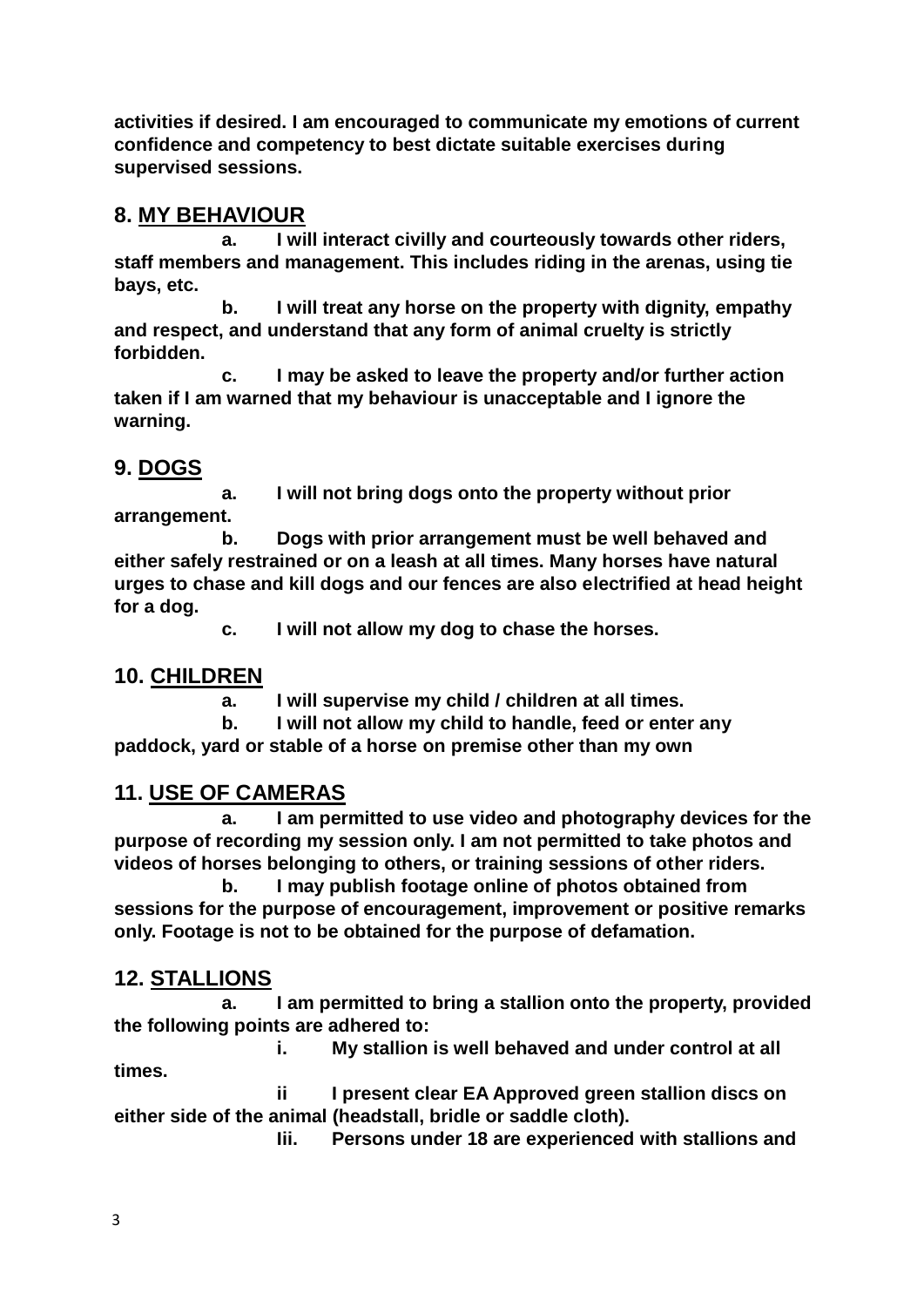**activities if desired. I am encouraged to communicate my emotions of current confidence and competency to best dictate suitable exercises during supervised sessions.**

## 8. MY BEHAVIOUR

**a. I will interact civilly and courteously towards other riders, staff members and management. This includes riding in the arenas, using tie bays, etc.**

**b. I will treat any horse on the property with dignity, empathy and respect, and understand that any form of animal cruelty is strictly forbidden.**

**c. I may be asked to leave the property and/or further action taken if I am warned that my behaviour is unacceptable and I ignore the warning.**

## 9. DOGS

**a. I will not bring dogs onto the property without prior arrangement.**

**b. Dogs with prior arrangement must be well behaved and either safely restrained or on a leash at all times. Many horses have natural urges to chase and kill dogs and our fences are also electrified at head height for a dog.**

**c. I will not allow my dog to chase the horses.**

## 10. CHILDREN

**a. I will supervise my child / children at all times.**

**b. I will not allow my child to handle, feed or enter any paddock, yard or stable of a horse on premise other than my own**

## 11. USE OF CAMERAS

**a. I am permitted to use video and photography devices for the purpose of recording my session only. I am not permitted to take photos and videos of horses belonging to others, or training sessions of other riders.**

**b. I may publish footage online of photos obtained from sessions for the purpose of encouragement, improvement or positive remarks only. Footage is not to be obtained for the purpose of defamation.**

## 12. STALLIONS

**a. I am permitted to bring a stallion onto the property, provided the following points are adhered to:**

**i. My stallion is well behaved and under control at all times.**

**ii I present clear EA Approved green stallion discs on either side of the animal (headstall, bridle or saddle cloth).**

**Iii. Persons under 18 are experienced with stallions and**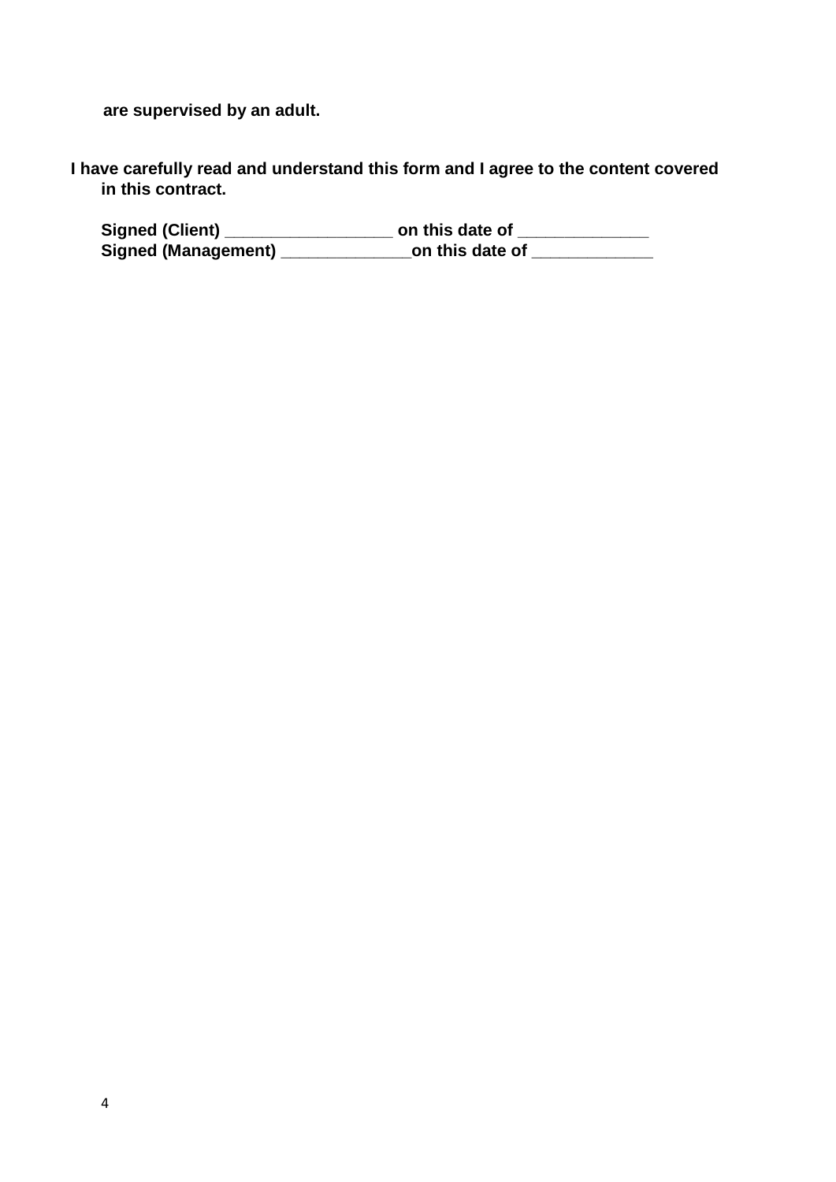**are supervised by an adult.**

**I have carefully read and understand this form and I agree to the content covered in this contract.**

**Signed (Client) _________________ on this date of _____________**
**Signed (Management) _____________on this date of ____________**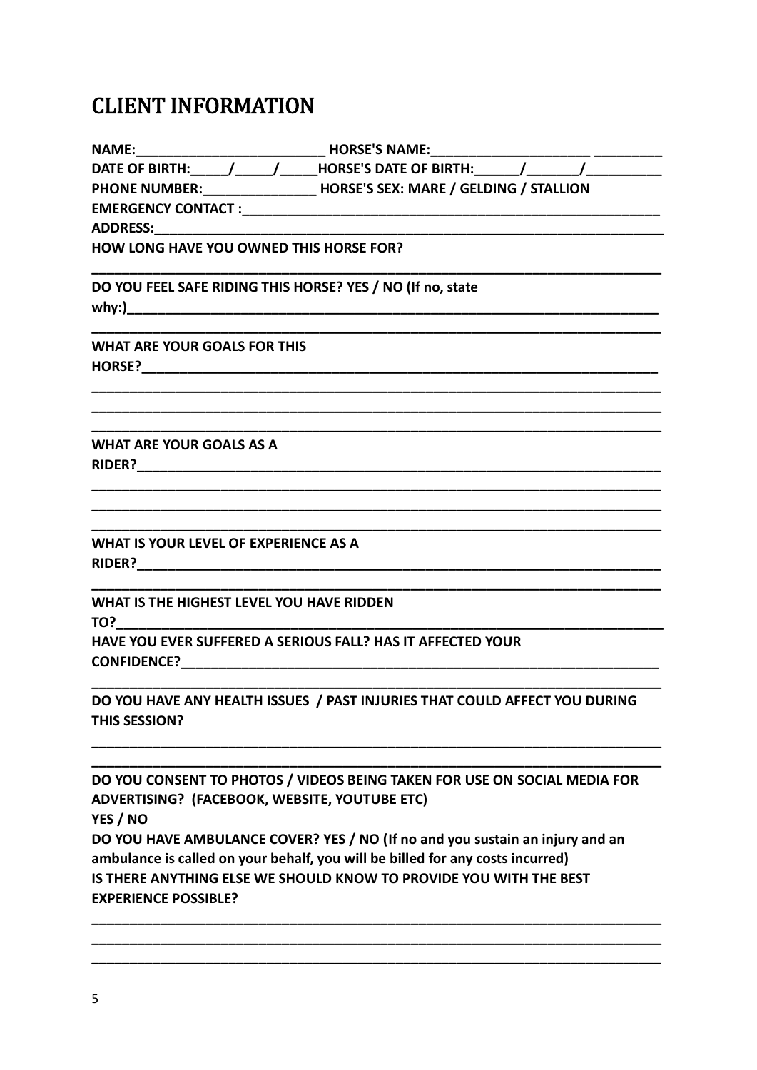# CLIENT INFORMATION

**NAME:________________________ HORSE'S NAME:____________________ _________**

**DATE OF BIRTH:_____/_____/_____HORSE'S DATE OF BIRTH:______/_______/__________**

**PHONE NUMBER:_______________ HORSE'S SEX: MARE / GELDING / STALLION**

**EMERGENCY CONTACT :_________________________________________________________**

**ADDRESS:____________________________________________________________________**

**HOW LONG HAVE YOU OWNED THIS HORSE FOR?**

_____________________________________________________________________________

**DO YOU FEEL SAFE RIDING THIS HORSE? YES / NO (If no, state why:)___________________________________________________________________**

_____________________________________________________________________________

**WHAT ARE YOUR GOALS FOR THIS HORSE?____________________________________________________________________**

_____________________________________________________________________________

_____________________________________________________________________________

_____________________________________________________________________________

**WHAT ARE YOUR GOALS AS A RIDER?____________________________________________________________________**

_____________________________________________________________________________

_____________________________________________________________________________

_____________________________________________________________________________

**WHAT IS YOUR LEVEL OF EXPERIENCE AS A RIDER?____________________________________________________________________**

_____________________________________________________________________________

**WHAT IS THE HIGHEST LEVEL YOU HAVE RIDDEN TO?_______________________________________________________________________**

**HAVE YOU EVER SUFFERED A SERIOUS FALL? HAS IT AFFECTED YOUR CONFIDENCE?_______________________________________________________________**

_____________________________________________________________________________

**DO YOU HAVE ANY HEALTH ISSUES / PAST INJURIES THAT COULD AFFECT YOU DURING THIS SESSION?**

_____________________________________________________________________________

_____________________________________________________________________________

**DO YOU CONSENT TO PHOTOS / VIDEOS BEING TAKEN FOR USE ON SOCIAL MEDIA FOR ADVERTISING? (FACEBOOK, WEBSITE, YOUTUBE ETC)**

**YES / NO**

**DO YOU HAVE AMBULANCE COVER? YES / NO (If no and you sustain an injury and an ambulance is called on your behalf, you will be billed for any costs incurred)**

**IS THERE ANYTHING ELSE WE SHOULD KNOW TO PROVIDE YOU WITH THE BEST EXPERIENCE POSSIBLE?**

_____________________________________________________________________________

_____________________________________________________________________________

_____________________________________________________________________________